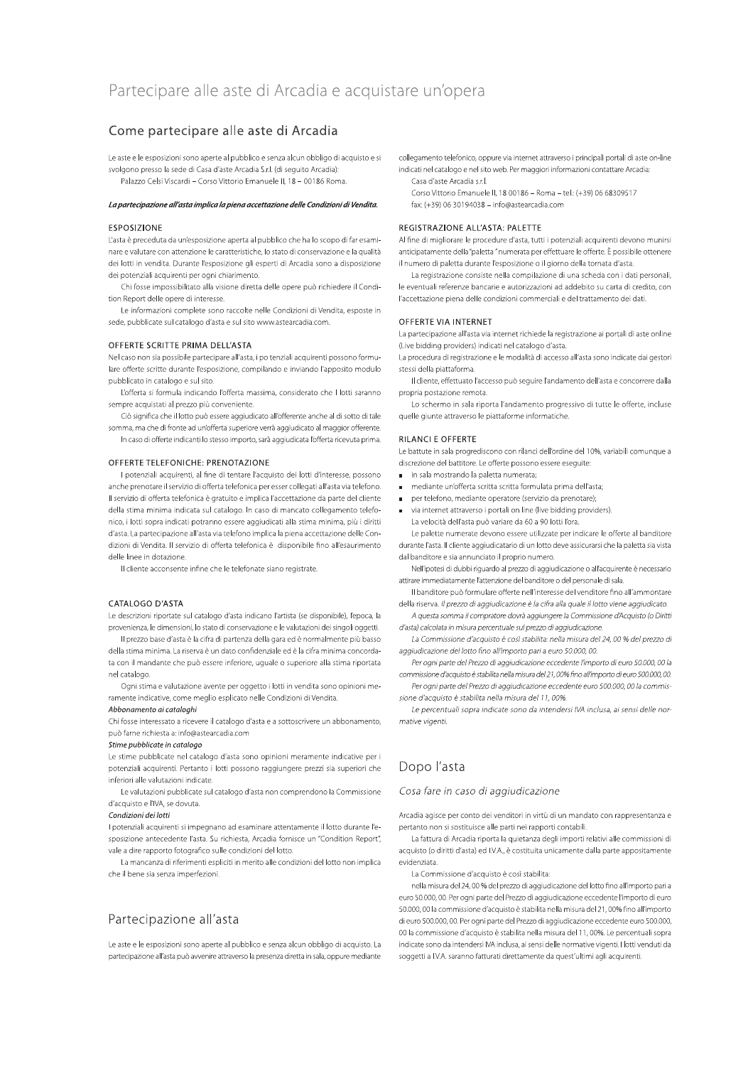# Partecipare alle aste di Arcadia e acquistare un'opera

## Come partecipare alle aste di Arcadia

Le aste e le esposizioni sono aperte al pubblico e senza alcun obbligo di acquisto e si svolgono presso la sede di Casa d'aste Arcadia S.r.l. (di seguito Arcadia):

Palazzo Celsi Viscardi – Corso Vittorio Emanuele II, 18 – 00186 Roma.

***La partecipazione all'asta implica la piena accettazione delle Condizioni di Vendita.***

### ESPOSIZIONE

L'asta è preceduta da un'esposizione aperta al pubblico che ha lo scopo di far esaminare e valutare con attenzione le caratteristiche, lo stato di conservazione e la qualità dei lotti in vendita. Durante l'esposizione gli esperti di Arcadia sono a disposizione dei potenziali acquirenti per ogni chiarimento.

Chi fosse impossibilitato alla visione diretta delle opere può richiedere il Condition Report delle opere di interesse.

Le informazioni complete sono raccolte nelle Condizioni di Vendita, esposte in sede, pubblicate sul catalogo d'asta e sul sito www.astearcadia.com.

### OFFERTE SCRITTE PRIMA DELL'ASTA

Nel caso non sia possibile partecipare all'asta, i po tenziali acquirenti possono formulare offerte scritte durante l'esposizione, compilando e inviando l'apposito modulo pubblicato in catalogo e sul sito.

L'offerta si formula indicando l'offerta massima, considerato che I lotti saranno sempre acquistati al prezzo più conveniente.

Ciò significa che il lotto può essere aggiudicato all'offerente anche al di sotto di tale somma, ma che di fronte ad un'offerta superiore verrà aggiudicato al maggior offerente.

In caso di offerte indicanti lo stesso importo, sarà aggiudicata l'offerta ricevuta prima.

### OFFERTE TELEFONICHE: PRENOTAZIONE

I potenziali acquirenti, al fine di tentare l'acquisto dei lotti d'interesse, possono anche prenotare il servizio di offerta telefonica per esser collegati all'asta via telefono. Il servizio di offerta telefonica è gratuito e implica l'accettazione da parte del cliente della stima minima indicata sul catalogo. In caso di mancato collegamento telefonico, i lotti sopra indicati potranno essere aggiudicati alla stima minima, più i diritti d'asta. La partecipazione all'asta via telefono implica la piena accettazione delle Condizioni di Vendita. Il servizio di offerta telefonica è disponibile fino all'esaurimento delle linee in dotazione.

Il cliente acconsente infine che le telefonate siano registrate.

### CATALOGO D'ASTA

Le descrizioni riportate sul catalogo d'asta indicano l'artista (se disponibile), l'epoca, la provenienza, le dimensioni, lo stato di conservazione e le valutazioni dei singoli oggetti.

Il prezzo base d'asta è la cifra di partenza della gara ed è normalmente più basso della stima minima. La riserva è un dato confidenziale ed è la cifra minima concordata con il mandante che può essere inferiore, uguale o superiore alla stima riportata nel catalogo.

Ogni stima e valutazione avente per oggetto i lotti in vendita sono opinioni meramente indicative, come meglio esplicato nelle Condizioni di Vendita.

***Abbonamento ai cataloghi***

Chi fosse interessato a ricevere il catalogo d'asta e a sottoscrivere un abbonamento, può farne richiesta a: info@astearcadia.com

***Stime pubblicate in catalogo***

Le stime pubblicate nel catalogo d'asta sono opinioni meramente indicative per i potenziali acquirenti. Pertanto i lotti possono raggiungere prezzi sia superiori che inferiori alle valutazioni indicate.

Le valutazioni pubblicate sul catalogo d'asta non comprendono la Commissione d'acquisto e l'IVA, se dovuta.

***Condizioni dei lotti***

I potenziali acquirenti si impegnano ad esaminare attentamente il lotto durante l'esposizione antecedente l'asta. Su richiesta, Arcadia fornisce un "Condition Report", vale a dire rapporto fotografico sulle condizioni del lotto.

La mancanza di riferimenti espliciti in merito alle condizioni del lotto non implica che il bene sia senza imperfezioni.

## Partecipazione all'asta

Le aste e le esposizioni sono aperte al pubblico e senza alcun obbligo di acquisto. La partecipazione all'asta può avvenire attraverso la presenza diretta in sala, oppure mediante collegamento telefonico, oppure via internet attraverso i principali portali di aste on-line indicati nel catalogo e nel sito web. Per maggiori informazioni contattare Arcadia:

Casa d'aste Arcadia s.r.l.

Corso Vittorio Emanuele II, 18 00186 – Roma – tel.: (+39) 06 68309517

fax: (+39) 06 30194038 – info@astearcadia.com

### REGISTRAZIONE ALL'ASTA: PALETTE

Al fine di migliorare le procedure d'asta, tutti i potenziali acquirenti devono munirsi anticipatamente della "paletta " numerata per effettuare le offerte. È possibile ottenere il numero di paletta durante l'esposizione o il giorno della tornata d'asta.

La registrazione consiste nella compilazione di una scheda con i dati personali, le eventuali referenze bancarie e autorizzazioni ad addebito su carta di credito, con l'accettazione piena delle condizioni commerciali e del trattamento dei dati.

### OFFERTE VIA INTERNET

La partecipazione all'asta via internet richiede la registrazione ai portali di aste online (Live bidding providers) indicati nel catalogo d'asta.

La procedura di registrazione e le modalità di accesso all'asta sono indicate dai gestori stessi della piattaforma.

Il cliente, effettuato l'accesso può seguire l'andamento dell'asta e concorrere dalla propria postazione remota.

Lo schermo in sala riporta l'andamento progressivo di tutte le offerte, incluse quelle giunte attraverso le piattaforme informatiche.

### RILANCI E OFFERTE

Le battute in sala progrediscono con rilanci dell'ordine del 10%, variabili comunque a discrezione del battitore. Le offerte possono essere eseguite:

- in sala mostrando la paletta numerata;
- mediante un'offerta scritta scritta formulata prima dell'asta;
- per telefono, mediante operatore (servizio da prenotare);
- via internet attraverso i portali on line (live bidding providers).

La velocità dell'asta può variare da 60 a 90 lotti l'ora.

Le palette numerate devono essere utilizzate per indicare le offerte al banditore durante l'asta. Il cliente aggiudicatario di un lotto deve assicurarsi che la paletta sia vista dal banditore e sia annunciato il proprio numero.

Nell'ipotesi di dubbi riguardo al prezzo di aggiudicazione o all'acquirente è necessario attirare immediatamente l'attenzione del banditore o del personale di sala.

Il banditore può formulare offerte nell'interesse del venditore fino all'ammontare della riserva. *Il prezzo di aggiudicazione è la cifra alla quale il lotto viene aggiudicato.*

*A questa somma il compratore dovrà aggiungere la Commissione d'Acquisto (o Diritti d'asta) calcolata in misura percentuale sul prezzo di aggiudicazione.*

*La Commissione d'acquisto è così stabilita: nella misura del 24, 00 % del prezzo di aggiudicazione del lotto fino all'importo pari a euro 50.000, 00.*

*Per ogni parte del Prezzo di aggiudicazione eccedente l'importo di euro 50.000, 00 la commissione d'acquisto è stabilita nella misura del 21, 00% fino all'importo di euro 500.000, 00.*

*Per ogni parte del Prezzo di aggiudicazione eccedente euro 500.000, 00 la commissione d'acquisto è stabilita nella misura del 11, 00%.*

*Le percentuali sopra indicate sono da intendersi IVA inclusa, ai sensi delle normative vigenti.*

## Dopo l'asta

### *Cosa fare in caso di aggiudicazione*

Arcadia agisce per conto dei venditori in virtù di un mandato con rappresentanza e pertanto non si sostituisce alle parti nei rapporti contabili.

La fattura di Arcadia riporta la quietanza degli importi relativi alle commissioni di acquisto (o diritti d'asta) ed I.V.A., è costituita unicamente dalla parte appositamente evidenziata.

La Commissione d'acquisto è così stabilita:

nella misura del 24, 00 % del prezzo di aggiudicazione del lotto fino all'importo pari a euro 50.000, 00. Per ogni parte del Prezzo di aggiudicazione eccedente l'importo di euro 50.000, 00 la commissione d'acquisto è stabilita nella misura del 21, 00% fino all'importo di euro 500.000, 00. Per ogni parte del Prezzo di aggiudicazione eccedente euro 500.000, 00 la commissione d'acquisto è stabilita nella misura del 11, 00%. Le percentuali sopra indicate sono da intendersi IVA inclusa, ai sensi delle normative vigenti. I lotti venduti da soggetti a I.V.A. saranno fatturati direttamente da quest'ultimi agli acquirenti.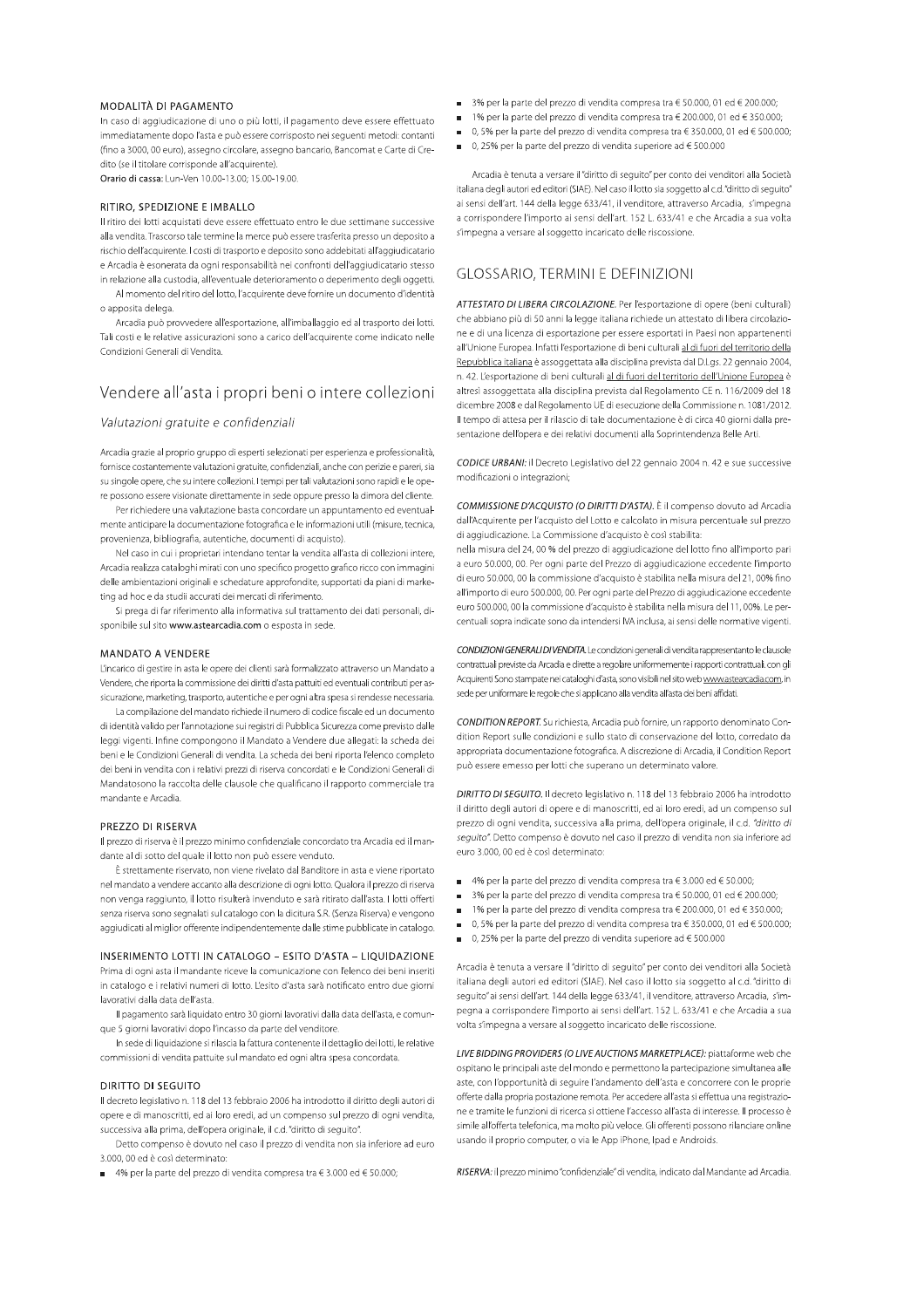#### MODALITÀ DI PAGAMENTO

In caso di aggiudicazione di uno o più lotti, il pagamento deve essere effettuato immediatamente dopo l'asta e può essere corrisposto nei seguenti metodi: contanti (fino a 3000, 00 euro), assegno circolare, assegno bancario, Bancomat e Carte di Credito (se il titolare corrisponde all'acquirente).

**Orario di cassa:** Lun-Ven 10.00-13.00; 15.00-19.00.

#### RITIRO, SPEDIZIONE E IMBALLO

Il ritiro dei lotti acquistati deve essere effettuato entro le due settimane successive alla vendita. Trascorso tale termine la merce può essere trasferita presso un deposito a rischio dell'acquirente. I costi di trasporto e deposito sono addebitati all'aggiudicatario e Arcadia è esonerata da ogni responsabilità nei confronti dell'aggiudicatario stesso in relazione alla custodia, all'eventuale deterioramento o deperimento degli oggetti.

Al momento del ritiro del lotto, l'acquirente deve fornire un documento d'identità o apposita delega.

Arcadia può provvedere all'esportazione, all'imballaggio ed al trasporto dei lotti. Tali costi e le relative assicurazioni sono a carico dell'acquirente come indicato nelle Condizioni Generali di Vendita.

## Vendere all'asta i propri beni o intere collezioni

### *Valutazioni gratuite e confidenziali*

Arcadia grazie al proprio gruppo di esperti selezionati per esperienza e professionalità, fornisce costantemente valutazioni gratuite, confidenziali, anche con perizie e pareri, sia su singole opere, che su intere collezioni. I tempi per tali valutazioni sono rapidi e le opere possono essere visionate direttamente in sede oppure presso la dimora del cliente.

Per richiedere una valutazione basta concordare un appuntamento ed eventualmente anticipare la documentazione fotografica e le informazioni utili (misure, tecnica, provenienza, bibliografia, autentiche, documenti di acquisto).

Nel caso in cui i proprietari intendano tentar la vendita all'asta di collezioni intere, Arcadia realizza cataloghi mirati con uno specifico progetto grafico ricco con immagini delle ambientazioni originali e schedature approfondite, supportati da piani di marketing ad hoc e da studi accurati dei mercati di riferimento.

Si prega di far riferimento alla informativa sul trattamento dei dati personali, disponibile sul sito **www.astearcadia.com** o esposta in sede.

#### MANDATO A VENDERE

L'incarico di gestire in asta le opere dei clienti sarà formalizzato attraverso un Mandato a Vendere, che riporta la commissione dei diritti d'asta pattuiti ed eventuali contributi per assicurazione, marketing, trasporto, autentiche e per ogni altra spesa si rendesse necessaria.

La compilazione del mandato richiede il numero di codice fiscale ed un documento di identità valido per l'annotazione sui registri di Pubblica Sicurezza come previsto dalle leggi vigenti. Infine compongono il Mandato a Vendere due allegati: la scheda dei beni e le Condizioni Generali di vendita. La scheda dei beni riporta l'elenco completo dei beni in vendita con i relativi prezzi di riserva concordati e le Condizioni Generali di Mandatosono la raccolta delle clausole che qualificano il rapporto commerciale tra mandante e Arcadia.

#### PREZZO DI RISERVA

Il prezzo di riserva è il prezzo minimo confidenziale concordato tra Arcadia ed il mandante al di sotto del quale il lotto non può essere venduto.

È strettamente riservato, non viene rivelato dal Banditore in asta e viene riportato nel mandato a vendere accanto alla descrizione di ogni lotto. Qualora il prezzo di riserva non venga raggiunto, il lotto risulterà invenduto e sarà ritirato dall'asta. I lotti offerti senza riserva sono segnalati sul catalogo con la dicitura S.R. (Senza Riserva) e vengono aggiudicati al miglior offerente indipendentemente dalle stime pubblicate in catalogo.

#### INSERIMENTO LOTTI IN CATALOGO – ESITO D'ASTA – LIQUIDAZIONE

Prima di ogni asta il mandante riceve la comunicazione con l'elenco dei beni inseriti in catalogo e i relativi numeri di lotto. L'esito d'asta sarà notificato entro due giorni lavorativi dalla data dell'asta.

Il pagamento sarà liquidato entro 30 giorni lavorativi dalla data dell'asta, e comunque 5 giorni lavorativi dopo l'incasso da parte del venditore.

In sede di liquidazione si rilascia la fattura contenente il dettaglio dei lotti, le relative commissioni di vendita pattuite sul mandato ed ogni altra spesa concordata.

#### DIRITTO DI SEGUITO

Il decreto legislativo n. 118 del 13 febbraio 2006 ha introdotto il diritto degli autori di opere e di manoscritti, ed ai loro eredi, ad un compenso sul prezzo di ogni vendita, successiva alla prima, dell'opera originale, il c.d. "diritto di seguito".

Detto compenso è dovuto nel caso il prezzo di vendita non sia inferiore ad euro 3.000, 00 ed è così determinato:

- 4% per la parte del prezzo di vendita compresa tra € 3.000 ed € 50.000;
- 3% per la parte del prezzo di vendita compresa tra € 50.000, 01 ed € 200.000;
- 1% per la parte del prezzo di vendita compresa tra € 200.000, 01 ed € 350.000;
- 0, 5% per la parte del prezzo di vendita compresa tra € 350.000, 01 ed € 500.000;
- 0, 25% per la parte del prezzo di vendita superiore ad € 500.000

Arcadia è tenuta a versare il "diritto di seguito" per conto dei venditori alla Società italiana degli autori ed editori (SIAE). Nel caso il lotto sia soggetto al c.d. "diritto di seguito" ai sensi dell'art. 144 della legge 633/41, il venditore, attraverso Arcadia, s'impegna a corrispondere l'importo ai sensi dell'art. 152 L. 633/41 e che Arcadia a sua volta s'impegna a versare al soggetto incaricato delle riscossione.

## GLOSSARIO, TERMINI E DEFINIZIONI

***ATTESTATO DI LIBERA CIRCOLAZIONE.*** Per l'esportazione di opere (beni culturali) che abbiano più di 50 anni la legge italiana richiede un attestato di libera circolazione e di una licenza di esportazione per essere esportati in Paesi non appartenenti all'Unione Europea. Infatti l'esportazione di beni culturali al di fuori del territorio della Repubblica italiana è assoggettata alla disciplina prevista dal D.Lgs. 22 gennaio 2004, n. 42. L'esportazione di beni culturali al di fuori del territorio dell'Unione Europea è altresì assoggettata alla disciplina prevista dal Regolamento CE n. 116/2009 del 18 dicembre 2008 e dal Regolamento UE di esecuzione della Commissione n. 1081/2012. Il tempo di attesa per il rilascio di tale documentazione è di circa 40 giorni dalla presentazione dell'opera e dei relativi documenti alla Soprintendenza Belle Arti.

***CODICE URBANI:*** il Decreto Legislativo del 22 gennaio 2004 n. 42 e sue successive modificazioni o integrazioni;

***COMMISSIONE D'ACQUISTO (O DIRITTI D'ASTA).*** È il compenso dovuto ad Arcadia dall'Acquirente per l'acquisto del Lotto e calcolato in misura percentuale sul prezzo di aggiudicazione. La Commissione d'acquisto è così stabilita:

nella misura del 24, 00 % del prezzo di aggiudicazione del lotto fino all'importo pari a euro 50.000, 00. Per ogni parte del Prezzo di aggiudicazione eccedente l'importo di euro 50.000, 00 la commissione d'acquisto è stabilita nella misura del 21, 00% fino all'importo di euro 500.000, 00. Per ogni parte del Prezzo di aggiudicazione eccedente euro 500.000, 00 la commissione d'acquisto è stabilita nella misura del 11, 00%. Le percentuali sopra indicate sono da intendersi IVA inclusa, ai sensi delle normative vigenti.

***CONDIZIONI GENERALI DI VENDITA.*** Le condizioni generali di vendita rappresentanto le clausole contrattuali previste da Arcadia e dirette a regolare uniformemente i rapporti contrattuali. con gli Acquirenti Sono stampate nei cataloghi d'asta, sono visibili nel sito web www.astearcadia.com, in sede per uniformare le regole che si applicano alla vendita all'asta dei beni affidati.

***CONDITION REPORT.*** Su richiesta, Arcadia può fornire, un rapporto denominato Condition Report sulle condizioni e sullo stato di conservazione del lotto, corredato da appropriata documentazione fotografica. A discrezione di Arcadia, il Condition Report può essere emesso per lotti che superano un determinato valore.

***DIRITTO DI SEGUITO.*** Il decreto legislativo n. 118 del 13 febbraio 2006 ha introdotto il diritto degli autori di opere e di manoscritti, ed ai loro eredi, ad un compenso sul prezzo di ogni vendita, successiva alla prima, dell'opera originale, il c.d. *"diritto di seguito"*. Detto compenso è dovuto nel caso il prezzo di vendita non sia inferiore ad euro 3.000, 00 ed è così determinato:

- 4% per la parte del prezzo di vendita compresa tra € 3.000 ed € 50.000;
- 3% per la parte del prezzo di vendita compresa tra € 50.000, 01 ed € 200.000;
- 1% per la parte del prezzo di vendita compresa tra € 200.000, 01 ed € 350.000;
- 0, 5% per la parte del prezzo di vendita compresa tra € 350.000, 01 ed € 500.000;
- 0, 25% per la parte del prezzo di vendita superiore ad € 500.000

Arcadia è tenuta a versare il "diritto di seguito" per conto dei venditori alla Società italiana degli autori ed editori (SIAE). Nel caso il lotto sia soggetto al c.d. "diritto di seguito" ai sensi dell'art. 144 della legge 633/41, il venditore, attraverso Arcadia, s'impegna a corrispondere l'importo ai sensi dell'art. 152 L. 633/41 e che Arcadia a sua volta s'impegna a versare al soggetto incaricato delle riscossione.

***LIVE BIDDING PROVIDERS (O LIVE AUCTIONS MARKETPLACE):*** piattaforme web che ospitano le principali aste del mondo e permettono la partecipazione simultanea alle aste, con l'opportunità di seguire l'andamento dell'asta e concorrere con le proprie offerte dalla propria postazione remota. Per accedere all'asta si effettua una registrazione e tramite le funzioni di ricerca si ottiene l'accesso all'asta di interesse. Il processo è simile all'offerta telefonica, ma molto più veloce. Gli offerenti possono rilanciare online usando il proprio computer, o via le App iPhone, Ipad e Androids.

***RISERVA:*** il prezzo minimo "confidenziale" di vendita, indicato dal Mandante ad Arcadia.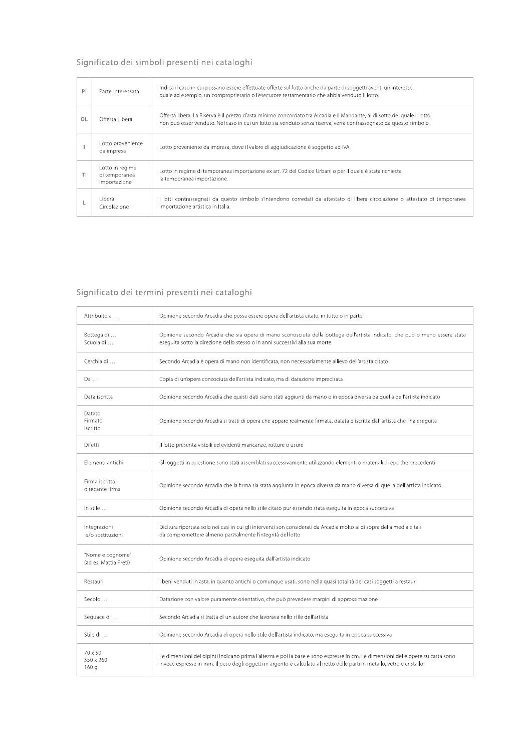## Significato dei simboli presenti nei cataloghi

| | | |
|---|---|---|
| PI | Parte Interessata | Indica il caso in cui possano essere effettuate offerte sul lotto anche da parte di soggetti aventi un interesse, quale ad esempio, un comproprietario o l'esecutore testamentario che abbia venduto il lotto. |
| OL | Offerta Libera | Offerta libera. La Riserva è il prezzo d'asta minimo concordato tra Arcadia e il Mandante, al di sotto del quale il lotto non può esser venduto. Nel caso in cui un lotto sia venduto senza riserva, verrà contrassegnato da questo simbolo. |
| I | Lotto proveniente da impresa | Lotto proveniente da impresa, dove il valore di aggiudicazione è soggetto ad IVA. |
| TI | Lotto in regime di temporanea importazione | Lotto in regime di temporanea importazione ex art. 72 del Codice Urbani o per il quale è stata richiesta la temporanea importazione. |
| L | Libera Circolazione | I lotti contrassegnati da questo simbolo s'intendono corredati di attestato di libera circolazione o attestato di temporanea importazione artistica in Italia. |

## Significato dei termini presenti nei cataloghi

| | |
|---|---|
| Attribuito a … | Opinione secondo Arcadia che possa essere opera dell'artista citato, in tutto o in parte |
| Bottega di …<br>Scuola di … | Opinione secondo Arcadia che sia opera di mano sconosciuta della bottega dell'artista indicato, che può o meno essere stata eseguita sotto la direzione dello stesso o in anni successivi alla sua morte |
| Cerchia di … | Secondo Arcadia è opera di mano non identificata, non necessariamente allievo dell'artista citato |
| Da … | Copia di un'opera conosciuta dell'artista indicato, ma di datazione imprecisata |
| Data iscritta | Opinione secondo Arcadia che questi dati siano stati aggiunti da mano o in epoca diversa da quella dell'artista indicato |
| Datato<br>Firmato<br>Iscritto | Opinione secondo Arcadia si tratti di opera che appare realmente firmata, datata o iscritta dall'artista che l'ha eseguita |
| Difetti | Il lotto presenta visibili ed evidenti mancanze, rotture o usure |
| Elementi antichi | Gli oggetti in questione sono stati assemblati successivamente utilizzando elementi o materiali di epoche precedenti |
| Firma iscritta<br>o recante firma | Opinione secondo Arcadia che la firma sia stata aggiunta in epoca diversa da mano diversa di quella dell'artista indicato |
| In stile … | Opinione secondo Arcadia di opera nello stile citato pur essendo stata eseguita in epoca successiva |
| Integrazioni<br>e/o sostituzioni | Dicitura riportata solo nei casi in cui gli interventi son considerati da Arcadia molto al di sopra della media e tali da compromettere almeno parzialmente l'integrità del lotto |
| "Nome e cognome"<br>(ad es. Mattia Preti) | Opinione secondo Arcadia di opera eseguita dall'artista indicato |
| Restauri | i beni venduti in asta, in quanto antichi o comunque usati, sono nella quasi totalità dei casi soggetti a restauri |
| Secolo … | Datazione con valore puramente orientativo, che può prevedere margini di approssimazione |
| Seguace di … | Secondo Arcadia si tratta di un autore che lavorava nello stile dell'artista |
| Stile di … | Opinione secondo Arcadia di opera nello stile dell'artista indicato, ma eseguita in epoca successiva |
| 70 x 50<br>350 x 260<br>160 g | Le dimensioni dei dipinti indicano prima l'altezza e poi la base e sono espresse in cm. Le dimensioni delle opere su carta sono invece espresse in mm. Il peso degli oggetti in argento è calcolato al netto delle parti in metallo, vetro e cristallo |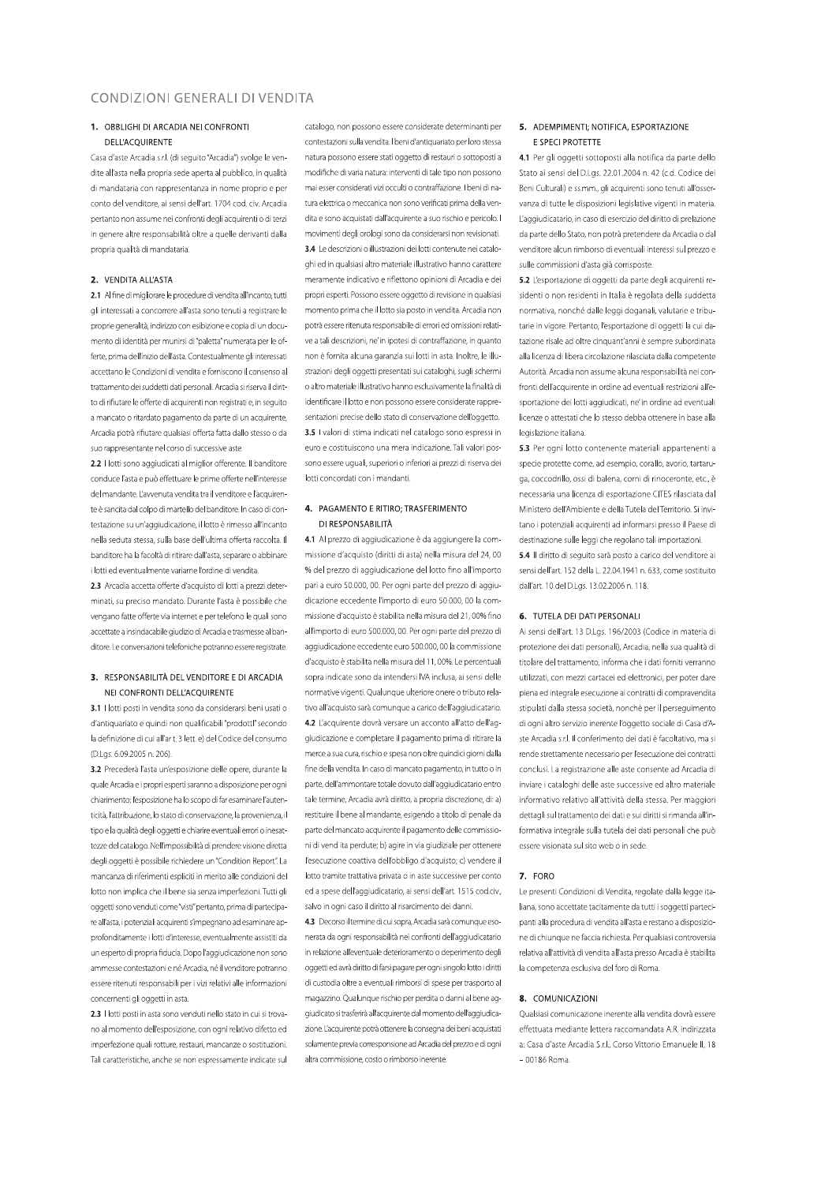# CONDIZIONI GENERALI DI VENDITA

## 1. OBBLIGHI DI ARCADIA NEI CONFRONTI DELL'ACQUIRENTE

Casa d'aste Arcadia s.r.l. (di seguito "Arcadia") svolge le vendite all'asta nella propria sede aperta al pubblico, in qualità di mandataria con rappresentanza in nome proprio e per conto del venditore, ai sensi dell'art. 1704 cod. civ. Arcadia pertanto non assume nei confronti degli acquirenti o di terzi in genere altre responsabilità oltre a quelle derivanti dalla propria qualità di mandataria.

## 2. VENDITA ALL'ASTA

**2.1** Al fine di migliorare le procedure di vendita all'incanto, tutti gli interessati a concorrere all'asta sono tenuti a registrare le proprie generalità, indirizzo con esibizione e copia di un documento di identità per munirsi di "paletta" numerata per le offerte, prima dell'inizio dell'asta. Contestualmente gli interessati accettano le Condizioni di vendita e forniscono il consenso al trattamento dei suddetti dati personali. Arcadia si riserva il diritto di rifiutare le offerte di acquirenti non registrati e, in seguito a mancato o ritardato pagamento da parte di un acquirente, Arcadia potrà rifiutare qualsiasi offerta fatta dallo stesso o da suo rappresentante nel corso di successive aste.

**2.2** I lotti sono aggiudicati al miglior offerente. Il banditore conduce l'asta e può effettuare le prime offerte nell'interesse del mandante. L'avvenuta vendita tra il venditore e l'acquirente è sancita dal colpo di martello del banditore. In caso di contestazione su un'aggiudicazione, il lotto è rimesso all'incanto nella seduta stessa, sulla base dell'ultima offerta raccolta. Il banditore ha la facoltà di ritirare dall'asta, separare o abbinare i lotti ed eventualmente variarne l'ordine di vendita.

**2.3** Arcadia accetta offerte d'acquisto di lotti a prezzi determinati, su preciso mandato. Durante l'asta è possibile che vengano fatte offerte via internet e per telefono le quali sono accettate a insindacabile giudizio di Arcadia e trasmesse al banditore. Le conversazioni telefoniche potranno essere registrate.

## 3. RESPONSABILITÀ DEL VENDITORE E DI ARCADIA NEI CONFRONTI DELL'ACQUIRENTE

**3.1** I lotti posti in vendita sono da considerarsi beni usati o d'antiquariato e quindi non qualificabili "prodotti" secondo la definizione di cui all'art. 3 lett. e) del Codice del consumo (D.Lgs. 6.09.2005 n. 206).

**3.2** Precederà l'asta un'esposizione delle opere, durante la quale Arcadia e i propri esperti saranno a disposizione per ogni chiarimento; l'esposizione ha lo scopo di far esaminare l'autenticità, l'attribuzione, lo stato di conservazione, la provenienza, il tipo e la qualità degli oggetti e chiarire eventuali errori o inesattezze del catalogo. Nell'impossibilità di prendere visione diretta degli oggetti è possibile richiedere un "Condition Report". La mancanza di riferimenti espliciti in merito alle condizioni del lotto non implica che il bene sia senza imperfezioni. Tutti gli oggetti sono venduti come "visti" pertanto, prima di partecipare all'asta, i potenziali acquirenti s'impegnano ad esaminare approfonditamente i lotti d'interesse, eventualmente assistiti da un esperto di propria fiducia. Dopo l'aggiudicazione non sono ammesse contestazioni e né Arcadia, né il venditore potranno essere ritenuti responsabili per i vizi relativi alle informazioni concernenti gli oggetti in asta.

**2.3** I lotti posti in asta sono venduti nello stato in cui si trovano al momento dell'esposizione, con ogni relativo difetto ed imperfezione quali rotture, restauri, mancanze o sostituzioni. Tali caratteristiche, anche se non espressamente indicate sul catalogo, non possono essere considerate determinanti per contestazioni sulla vendita. I beni d'antiquariato per loro stessa natura possono essere stati oggetto di restauri o sottoposti a modifiche di varia natura: interventi di tale tipo non possono mai esser considerati vizi occulti o contraffazione. I beni di natura elettrica o meccanica non sono verificati prima della vendita e sono acquistati dall'acquirente a suo rischio e pericolo. I movimenti degli orologi sono da considerarsi non revisionati.

**3.4** Le descrizioni o illustrazioni dei lotti contenute nei cataloghi ed in qualsiasi altro materiale illustrativo hanno carattere meramente indicativo e riflettono opinioni di Arcadia e dei propri esperti. Possono essere oggetto di revisione in qualsiasi momento prima che il lotto sia posto in vendita. Arcadia non potrà essere ritenuta responsabile di errori ed omissioni relative a tali descrizioni, ne' in ipotesi di contraffazione, in quanto non è fornita alcuna garanzia sui lotti in asta. Inoltre, le illustrazioni degli oggetti presentati sui cataloghi, sugli schermi o altro materiale illustrativo hanno esclusivamente la finalità di identificare il lotto e non possono essere considerate rappresentazioni precise dello stato di conservazione dell'oggetto.

**3.5** I valori di stima indicati nel catalogo sono espressi in euro e costituiscono una mera indicazione. Tali valori possono essere uguali, superiori o inferiori ai prezzi di riserva dei lotti concordati con i mandanti.

## 4. PAGAMENTO E RITIRO; TRASFERIMENTO DI RESPONSABILITÀ

**4.1** Al prezzo di aggiudicazione è da aggiungere la commissione d'acquisto (diritti di asta) nella misura del 24, 00 % del prezzo di aggiudicazione del lotto fino all'importo pari a euro 50.000, 00. Per ogni parte del prezzo di aggiudicazione eccedente l'importo di euro 50.000, 00 la commissione d'acquisto è stabilita nella misura del 21, 00% fino all'importo di euro 500.000, 00. Per ogni parte del prezzo di aggiudicazione eccedente euro 500.000, 00 la commissione d'acquisto è stabilita nella misura del 11, 00%. Le percentuali sopra indicate sono da intendersi IVA inclusa, ai sensi delle normative vigenti. Qualunque ulteriore onere o tributo relativo all'acquisto sarà comunque a carico dell'aggiudicatario.

**4.2** L'acquirente dovrà versare un acconto all'atto dell'aggiudicazione e completare il pagamento prima di ritirare la merce a sua cura, rischio e spesa non oltre quindici giorni dalla fine della vendita. In caso di mancato pagamento, in tutto o in parte, dell'ammontare totale dovuto dall'aggiudicatario entro tale termine, Arcadia avrà diritto, a propria discrezione, di: a) restituire il bene al mandante, esigendo a titolo di penale da parte del mancato acquirente il pagamento delle commissioni di vend ita perdute; b) agire in via giudiziale per ottenere l'esecuzione coattiva dell'obbligo d'acquisto; c) vendere il lotto tramite trattativa privata o in aste successive per conto ed a spese dell'aggiudicatario, ai sensi dell'art. 1515 cod.civ., salvo in ogni caso il diritto al risarcimento dei danni.

**4.3** Decorso il termine di cui sopra, Arcadia sarà comunque esonerata da ogni responsabilità nei confronti dell'aggiudicatario in relazione all'eventuale deterioramento o deperimento degli oggetti ed avrà diritto di farsi pagare per ogni singolo lotto i diritti di custodia oltre a eventuali rimborsi di spese per trasporto al magazzino. Qualunque rischio per perdita o danni al bene aggiudicato si trasferirà all'acquirente dal momento dell'aggiudicazione. L'acquirente potrà ottenere la consegna dei beni acquistati solamente previa corresponsione ad Arcadia del prezzo e di ogni altra commissione, costo o rimborso inerente.

## 5. ADEMPIMENTI; NOTIFICA, ESPORTAZIONE E SPECI PROTETTE

**4.1** Per gli oggetti sottoposti alla notifica da parte dello Stato ai sensi del D.Lgs. 22.01.2004 n. 42 (c.d. Codice dei Beni Culturali) e ss.mm., gli acquirenti sono tenuti all'osservanza di tutte le disposizioni legislative vigenti in materia. L'aggiudicatario, in caso di esercizio del diritto di prelazione da parte dello Stato, non potrà pretendere da Arcadia o dal venditore alcun rimborso di eventuali interessi sul prezzo e sulle commissioni d'asta già corrisposte.

**5.2** L'esportazione di oggetti da parte degli acquirenti residenti o non residenti in Italia è regolata della suddetta normativa, nonché dalle leggi doganali, valutarie e tributarie in vigore. Pertanto, l'esportazione di oggetti la cui datazione risale ad oltre cinquant'anni è sempre subordinata alla licenza di libera circolazione rilasciata dalla competente Autorità. Arcadia non assume alcuna responsabilità nei confronti dell'acquirente in ordine ad eventuali restrizioni all'esportazione dei lotti aggiudicati, ne' in ordine ad eventuali licenze o attestati che lo stesso debba ottenere in base alla legislazione italiana.

**5.3** Per ogni lotto contenente materiali appartenenti a specie protette come, ad esempio, corallo, avorio, tartaruga, coccodrillo, ossi di balena, corni di rinoceronte, etc., è necessaria una licenza di esportazione CITES rilasciata dal Ministero dell'Ambiente e della Tutela del Territorio. Si invitano i potenziali acquirenti ad informarsi presso il Paese di destinazione sulle leggi che regolano tali importazioni.

**5.4** Il diritto di seguito sarà posto a carico del venditore ai sensi dell'art. 152 della L. 22.04.1941 n. 633, come sostituito dall'art. 10 del D.Lgs. 13.02.2006 n. 118.

## 6. TUTELA DEI DATI PERSONALI

Ai sensi dell'art. 13 D.Lgs. 196/2003 (Codice in materia di protezione dei dati personali), Arcadia, nella sua qualità di titolare del trattamento, informa che i dati forniti verranno utilizzati, con mezzi cartacei ed elettronici, per poter dare piena ed integrale esecuzione ai contratti di compravendita stipulati dalla stessa società, nonché per il perseguimento di ogni altro servizio inerente l'oggetto sociale di Casa d'Aste Arcadia s.r.l. Il conferimento dei dati è facoltativo, ma si rende strettamente necessario per l'esecuzione dei contratti conclusi. La registrazione alle aste consente ad Arcadia di inviare i cataloghi delle aste successive ed altro materiale informativo relativo all'attività della stessa. Per maggiori dettagli sul trattamento dei dati e sui diritti si rimanda all'informativa integrale sulla tutela dei dati personali che può essere visionata sul sito web o in sede.

## 7. FORO

Le presenti Condizioni di Vendita, regolate dalla legge italiana, sono accettate tacitamente da tutti i soggetti partecipanti alla procedura di vendita all'asta e restano a disposizione di chiunque ne faccia richiesta. Per qualsiasi controversia relativa all'attività di vendita all'asta presso Arcadia è stabilita la competenza esclusiva del foro di Roma.

## 8. COMUNICAZIONI

Qualsiasi comunicazione inerente alla vendita dovrà essere effettuata mediante lettera raccomandata A.R. indirizzata a: Casa d'aste Arcadia S.r.l., Corso Vittorio Emanuele II, 18 – 00186 Roma.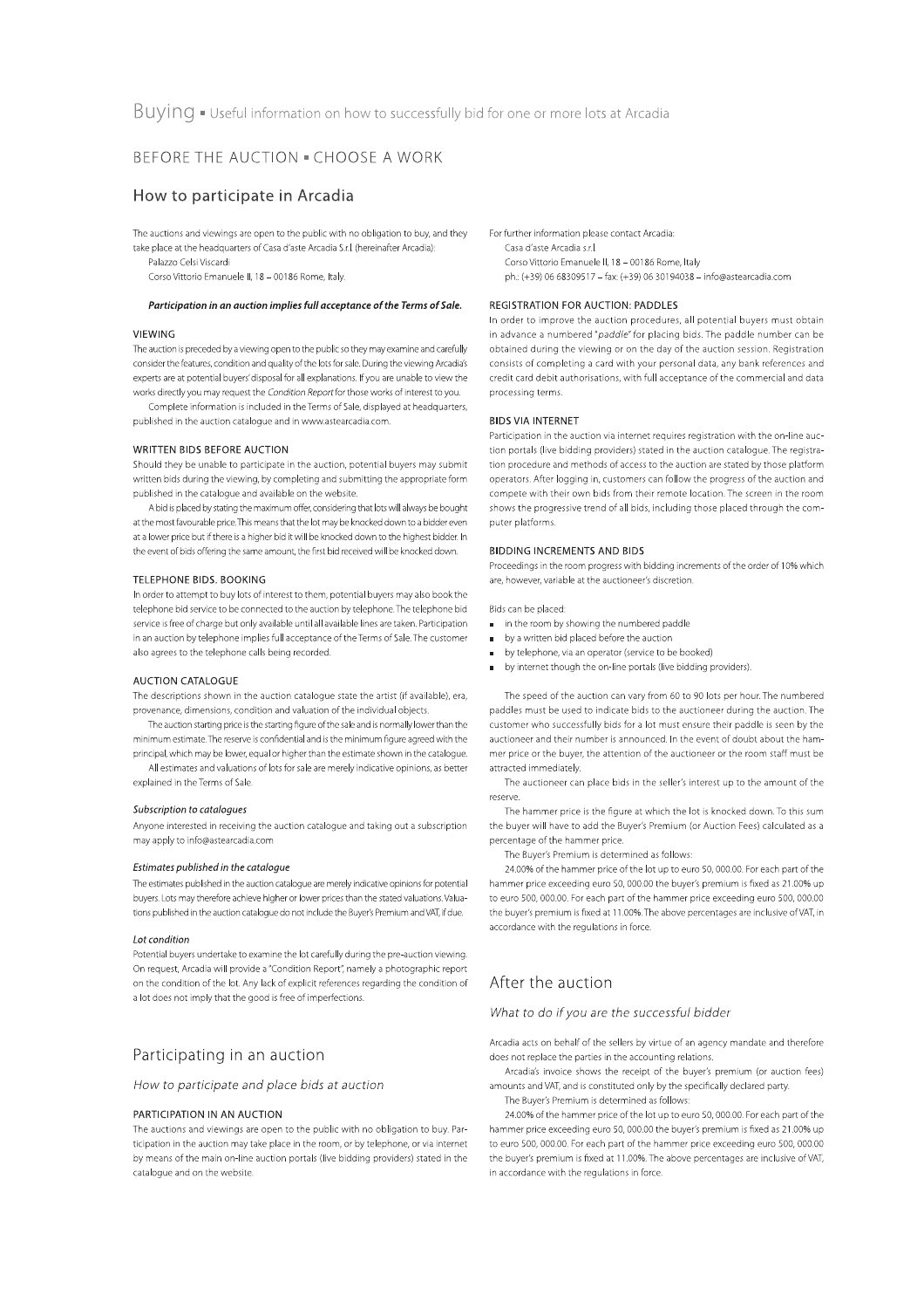# Buying ▪ Useful information on how to successfully bid for one or more lots at Arcadia

## BEFORE THE AUCTION ▪ CHOOSE A WORK

## How to participate in Arcadia

The auctions and viewings are open to the public with no obligation to buy, and they take place at the headquarters of Casa d'aste Arcadia S.r.l. (hereinafter Arcadia):

Palazzo Celsi Viscardi
Corso Vittorio Emanuele II, 18 – 00186 Rome, Italy.

***Participation in an auction implies full acceptance of the Terms of Sale.***

### VIEWING

The auction is preceded by a viewing open to the public so they may examine and carefully consider the features, condition and quality of the lots for sale. During the viewing Arcadia's experts are at potential buyers' disposal for all explanations. If you are unable to view the works directly you may request the *Condition Report* for those works of interest to you.

Complete information is included in the Terms of Sale, displayed at headquarters, published in the auction catalogue and in www.astearcadia.com.

### WRITTEN BIDS BEFORE AUCTION

Should they be unable to participate in the auction, potential buyers may submit written bids during the viewing, by completing and submitting the appropriate form published in the catalogue and available on the website.

A bid is placed by stating the maximum offer, considering that lots will always be bought at the most favourable price. This means that the lot may be knocked down to a bidder even at a lower price but if there is a higher bid it will be knocked down to the highest bidder. In the event of bids offering the same amount, the first bid received will be knocked down.

### TELEPHONE BIDS. BOOKING

In order to attempt to buy lots of interest to them, potential buyers may also book the telephone bid service to be connected to the auction by telephone. The telephone bid service is free of charge but only available until all available lines are taken. Participation in an auction by telephone implies full acceptance of the Terms of Sale. The customer also agrees to the telephone calls being recorded.

### AUCTION CATALOGUE

The descriptions shown in the auction catalogue state the artist (if available), era, provenance, dimensions, condition and valuation of the individual objects.

The auction starting price is the starting figure of the sale and is normally lower than the minimum estimate. The reserve is confidential and is the minimum figure agreed with the principal, which may be lower, equal or higher than the estimate shown in the catalogue.

All estimates and valuations of lots for sale are merely indicative opinions, as better explained in the Terms of Sale.

#### *Subscription to catalogues*

Anyone interested in receiving the auction catalogue and taking out a subscription may apply to info@astearcadia.com

#### *Estimates published in the catalogue*

The estimates published in the auction catalogue are merely indicative opinions for potential buyers. Lots may therefore achieve higher or lower prices than the stated valuations. Valuations published in the auction catalogue do not include the Buyer's Premium and VAT, if due.

#### *Lot condition*

Potential buyers undertake to examine the lot carefully during the pre-auction viewing. On request, Arcadia will provide a "Condition Report", namely a photographic report on the condition of the lot. Any lack of explicit references regarding the condition of a lot does not imply that the good is free of imperfections.

## Participating in an auction

*How to participate and place bids at auction*

### PARTICIPATION IN AN AUCTION

The auctions and viewings are open to the public with no obligation to buy. Participation in the auction may take place in the room, or by telephone, or via internet by means of the main on-line auction portals (live bidding providers) stated in the catalogue and on the website.

For further information please contact Arcadia:

Casa d'aste Arcadia s.r.l
Corso Vittorio Emanuele II, 18 – 00186 Rome, Italy
ph.: (+39) 06 68309517 – fax: (+39) 06 30194038 – info@astearcadia.com

### REGISTRATION FOR AUCTION: PADDLES

In order to improve the auction procedures, all potential buyers must obtain in advance a numbered "*paddle*" for placing bids. The paddle number can be obtained during the viewing or on the day of the auction session. Registration consists of completing a card with your personal data, any bank references and credit card debit authorisations, with full acceptance of the commercial and data processing terms.

### BIDS VIA INTERNET

Participation in the auction via internet requires registration with the on-line auction portals (live bidding providers) stated in the auction catalogue. The registration procedure and methods of access to the auction are stated by those platform operators. After logging in, customers can follow the progress of the auction and compete with their own bids from their remote location. The screen in the room shows the progressive trend of all bids, including those placed through the computer platforms.

### BIDDING INCREMENTS AND BIDS

Proceedings in the room progress with bidding increments of the order of 10% which are, however, variable at the auctioneer's discretion.

Bids can be placed:

- in the room by showing the numbered paddle
- by a written bid placed before the auction
- by telephone, via an operator (service to be booked)
- by internet though the on-line portals (live bidding providers).

The speed of the auction can vary from 60 to 90 lots per hour. The numbered paddles must be used to indicate bids to the auctioneer during the auction. The customer who successfully bids for a lot must ensure their paddle is seen by the auctioneer and their number is announced. In the event of doubt about the hammer price or the buyer, the attention of the auctioneer or the room staff must be attracted immediately.

The auctioneer can place bids in the seller's interest up to the amount of the reserve.

The hammer price is the figure at which the lot is knocked down. To this sum the buyer will have to add the Buyer's Premium (or Auction Fees) calculated as a percentage of the hammer price.

The Buyer's Premium is determined as follows:

24.00% of the hammer price of the lot up to euro 50, 000.00. For each part of the hammer price exceeding euro 50, 000.00 the buyer's premium is fixed as 21.00% up to euro 500, 000.00. For each part of the hammer price exceeding euro 500, 000.00 the buyer's premium is fixed at 11.00%. The above percentages are inclusive of VAT, in accordance with the regulations in force.

## After the auction

*What to do if you are the successful bidder*

Arcadia acts on behalf of the sellers by virtue of an agency mandate and therefore does not replace the parties in the accounting relations.

Arcadia's invoice shows the receipt of the buyer's premium (or auction fees) amounts and VAT, and is constituted only by the specifically declared party.

The Buyer's Premium is determined as follows:

24.00% of the hammer price of the lot up to euro 50, 000.00. For each part of the hammer price exceeding euro 50, 000.00 the buyer's premium is fixed as 21.00% up to euro 500, 000.00. For each part of the hammer price exceeding euro 500, 000.00 the buyer's premium is fixed at 11.00%. The above percentages are inclusive of VAT, in accordance with the regulations in force.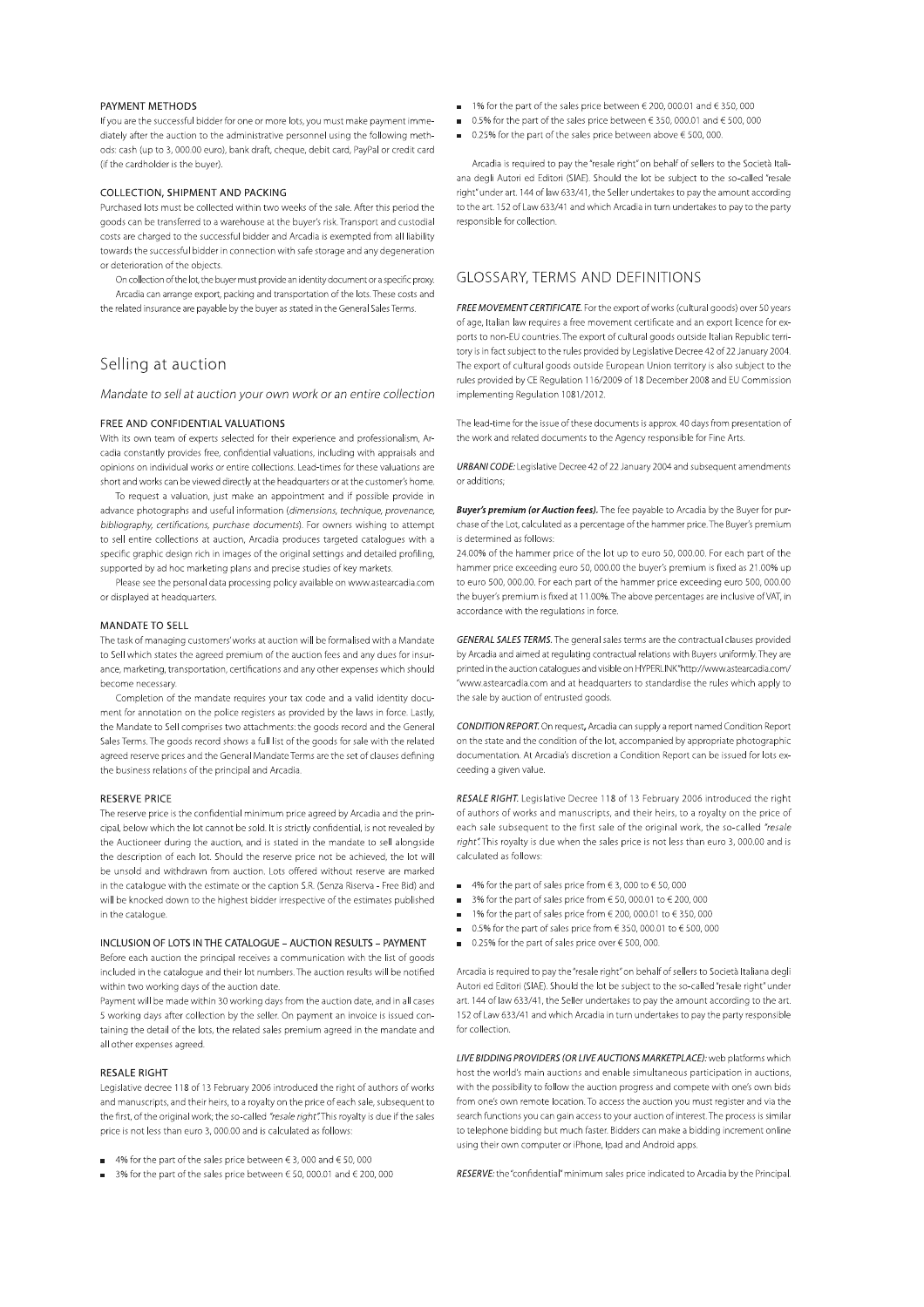#### PAYMENT METHODS

If you are the successful bidder for one or more lots, you must make payment immediately after the auction to the administrative personnel using the following methods: cash (up to 3, 000.00 euro), bank draft, cheque, debit card, PayPal or credit card (if the cardholder is the buyer).

#### COLLECTION, SHIPMENT AND PACKING

Purchased lots must be collected within two weeks of the sale. After this period the goods can be transferred to a warehouse at the buyer's risk. Transport and custodial costs are charged to the successful bidder and Arcadia is exempted from all liability towards the successful bidder in connection with safe storage and any degeneration or deterioration of the objects.

On collection of the lot, the buyer must provide an identity document or a specific proxy. Arcadia can arrange export, packing and transportation of the lots. These costs and the related insurance are payable by the buyer as stated in the General Sales Terms.

## Selling at auction

*Mandate to sell at auction your own work or an entire collection*

#### FREE AND CONFIDENTIAL VALUATIONS

With its own team of experts selected for their experience and professionalism, Arcadia constantly provides free, confidential valuations, including with appraisals and opinions on individual works or entire collections. Lead-times for these valuations are short and works can be viewed directly at the headquarters or at the customer's home.

To request a valuation, just make an appointment and if possible provide in advance photographs and useful information (*dimensions, technique, provenance, bibliography, certifications, purchase documents*). For owners wishing to attempt to sell entire collections at auction, Arcadia produces targeted catalogues with a specific graphic design rich in images of the original settings and detailed profiling, supported by ad hoc marketing plans and precise studies of key markets.

Please see the personal data processing policy available on www.astearcadia.com or displayed at headquarters.

#### MANDATE TO SELL

The task of managing customers' works at auction will be formalised with a Mandate to Sell which states the agreed premium of the auction fees and any dues for insurance, marketing, transportation, certifications and any other expenses which should become necessary.

Completion of the mandate requires your tax code and a valid identity document for annotation on the police registers as provided by the laws in force. Lastly, the Mandate to Sell comprises two attachments: the goods record and the General Sales Terms. The goods record shows a full list of the goods for sale with the related agreed reserve prices and the General Mandate Terms are the set of clauses defining the business relations of the principal and Arcadia.

#### RESERVE PRICE

The reserve price is the confidential minimum price agreed by Arcadia and the principal, below which the lot cannot be sold. It is strictly confidential, is not revealed by the Auctioneer during the auction, and is stated in the mandate to sell alongside the description of each lot. Should the reserve price not be achieved, the lot will be unsold and withdrawn from auction. Lots offered without reserve are marked in the catalogue with the estimate or the caption S.R. (Senza Riserva - Free Bid) and will be knocked down to the highest bidder irrespective of the estimates published in the catalogue.

#### INCLUSION OF LOTS IN THE CATALOGUE – AUCTION RESULTS – PAYMENT

Before each auction the principal receives a communication with the list of goods included in the catalogue and their lot numbers. The auction results will be notified within two working days of the auction date.

Payment will be made within 30 working days from the auction date, and in all cases 5 working days after collection by the seller. On payment an invoice is issued containing the detail of the lots, the related sales premium agreed in the mandate and all other expenses agreed.

#### RESALE RIGHT

Legislative decree 118 of 13 February 2006 introduced the right of authors of works and manuscripts, and their heirs, to a royalty on the price of each sale, subsequent to the first, of the original work; the so-called *"resale right"*. This royalty is due if the sales price is not less than euro 3, 000.00 and is calculated as follows:

- 4% for the part of the sales price between € 3, 000 and € 50, 000
- 3% for the part of the sales price between € 50, 000.01 and € 200, 000
- 1% for the part of the sales price between € 200, 000.01 and € 350, 000
- 0.5% for the part of the sales price between € 350, 000.01 and € 500, 000
- 0.25% for the part of the sales price between above € 500, 000.

Arcadia is required to pay the "resale right" on behalf of sellers to the Società Italiana degli Autori ed Editori (SIAE). Should the lot be subject to the so-called "resale right" under art. 144 of law 633/41, the Seller undertakes to pay the amount according to the art. 152 of Law 633/41 and which Arcadia in turn undertakes to pay to the party responsible for collection.

## GLOSSARY, TERMS AND DEFINITIONS

***FREE MOVEMENT CERTIFICATE.*** For the export of works (cultural goods) over 50 years of age, Italian law requires a free movement certificate and an export licence for exports to non-EU countries. The export of cultural goods outside Italian Republic territory is in fact subject to the rules provided by Legislative Decree 42 of 22 January 2004. The export of cultural goods outside European Union territory is also subject to the rules provided by CE Regulation 116/2009 of 18 December 2008 and EU Commission implementing Regulation 1081/2012.

The lead-time for the issue of these documents is approx. 40 days from presentation of the work and related documents to the Agency responsible for Fine Arts.

***URBANI CODE:*** Legislative Decree 42 of 22 January 2004 and subsequent amendments or additions;

***Buyer's premium (or Auction fees).*** The fee payable to Arcadia by the Buyer for purchase of the Lot, calculated as a percentage of the hammer price. The Buyer's premium is determined as follows:
24.00% of the hammer price of the lot up to euro 50, 000.00. For each part of the hammer price exceeding euro 50, 000.00 the buyer's premium is fixed as 21.00% up to euro 500, 000.00. For each part of the hammer price exceeding euro 500, 000.00 the buyer's premium is fixed at 11.00%. The above percentages are inclusive of VAT, in accordance with the regulations in force.

***GENERAL SALES TERMS.*** The general sales terms are the contractual clauses provided by Arcadia and aimed at regulating contractual relations with Buyers uniformly. They are printed in the auction catalogues and visible on HYPERLINK"http://www.astearcadia.com/ "www.astearcadia.com and at headquarters to standardise the rules which apply to the sale by auction of entrusted goods.

***CONDITION REPORT.*** On request, Arcadia can supply a report named Condition Report on the state and the condition of the lot, accompanied by appropriate photographic documentation. At Arcadia's discretion a Condition Report can be issued for lots exceeding a given value.

***RESALE RIGHT.*** Legislative Decree 118 of 13 February 2006 introduced the right of authors of works and manuscripts, and their heirs, to a royalty on the price of each sale subsequent to the first sale of the original work, the so-called *"resale right"*. This royalty is due when the sales price is not less than euro 3, 000.00 and is calculated as follows:

- 4% for the part of sales price from € 3, 000 to € 50, 000
- 3% for the part of sales price from € 50, 000.01 to € 200, 000
- 1% for the part of sales price from € 200, 000.01 to € 350, 000
- 0.5% for the part of sales price from € 350, 000.01 to € 500, 000
- 0.25% for the part of sales price over € 500, 000.

Arcadia is required to pay the "resale right" on behalf of sellers to Società Italiana degli Autori ed Editori (SIAE). Should the lot be subject to the so-called "resale right" under art. 144 of law 633/41, the Seller undertakes to pay the amount according to the art. 152 of Law 633/41 and which Arcadia in turn undertakes to pay the party responsible for collection.

***LIVE BIDDING PROVIDERS (OR LIVE AUCTIONS MARKETPLACE):*** web platforms which host the world's main auctions and enable simultaneous participation in auctions, with the possibility to follow the auction progress and compete with one's own bids from one's own remote location. To access the auction you must register and via the search functions you can gain access to your auction of interest. The process is similar to telephone bidding but much faster. Bidders can make a bidding increment online using their own computer or iPhone, Ipad and Android apps.

***RESERVE:*** the "confidential" minimum sales price indicated to Arcadia by the Principal.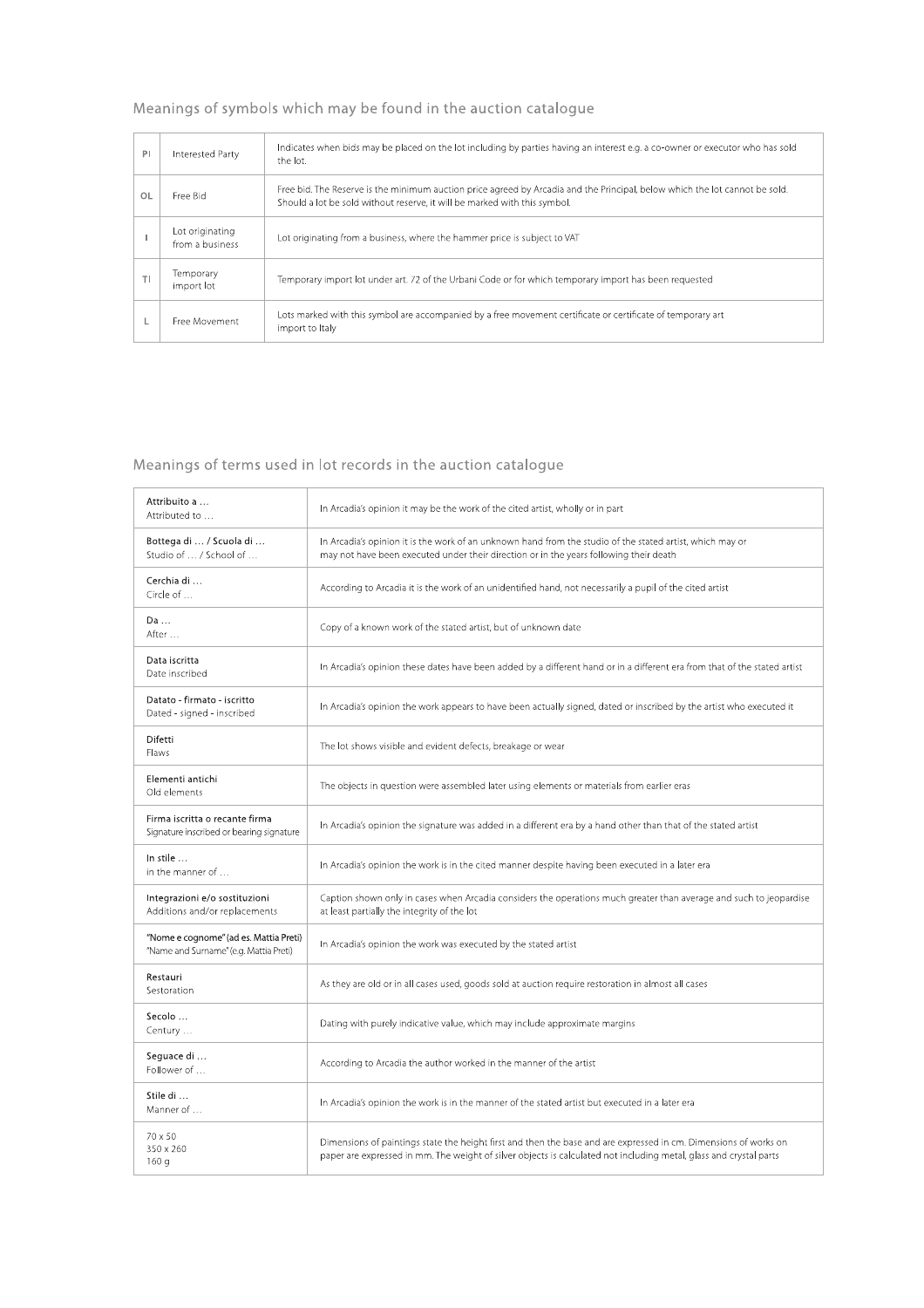## Meanings of symbols which may be found in the auction catalogue

| | | |
|---|---|---|
| PI | Interested Party | Indicates when bids may be placed on the lot including by parties having an interest e.g. a co-owner or executor who has sold the lot. |
| OL | Free Bid | Free bid. The Reserve is the minimum auction price agreed by Arcadia and the Principal, below which the lot cannot be sold. Should a lot be sold without reserve, it will be marked with this symbol. |
| I | Lot originating from a business | Lot originating from a business, where the hammer price is subject to VAT |
| TI | Temporary import lot | Temporary import lot under art. 72 of the Urbani Code or for which temporary import has been requested |
| L | Free Movement | Lots marked with this symbol are accompanied by a free movement certificate or certificate of temporary art import to Italy |

## Meanings of terms used in lot records in the auction catalogue

| | |
|---|---|
| **Attribuito a …**<br>Attributed to … | In Arcadia's opinion it may be the work of the cited artist, wholly or in part |
| **Bottega di … / Scuola di …**<br>Studio of … / School of … | In Arcadia's opinion it is the work of an unknown hand from the studio of the stated artist, which may or may not have been executed under their direction or in the years following their death |
| **Cerchia di …**<br>Circle of … | According to Arcadia it is the work of an unidentified hand, not necessarily a pupil of the cited artist |
| **Da …**<br>After … | Copy of a known work of the stated artist, but of unknown date |
| **Data iscritta**<br>Date inscribed | In Arcadia's opinion these dates have been added by a different hand or in a different era from that of the stated artist |
| **Datato - firmato - iscritto**<br>Dated - signed - inscribed | In Arcadia's opinion the work appears to have been actually signed, dated or inscribed by the artist who executed it |
| **Difetti**<br>Flaws | The lot shows visible and evident defects, breakage or wear |
| **Elementi antichi**<br>Old elements | The objects in question were assembled later using elements or materials from earlier eras |
| **Firma iscritta o recante firma**<br>Signature inscribed or bearing signature | In Arcadia's opinion the signature was added in a different era by a hand other than that of the stated artist |
| **In stile …**<br>in the manner of … | In Arcadia's opinion the work is in the cited manner despite having been executed in a later era |
| **Integrazioni e/o sostituzioni**<br>Additions and/or replacements | Caption shown only in cases when Arcadia considers the operations much greater than average and such to jeopardise at least partially the integrity of the lot |
| **"Nome e cognome" (ad es. Mattia Preti)**<br>"Name and Surname" (e.g. Mattia Preti) | In Arcadia's opinion the work was executed by the stated artist |
| **Restauri**<br>Sestoration | As they are old or in all cases used, goods sold at auction require restoration in almost all cases |
| **Secolo …**<br>Century … | Dating with purely indicative value, which may include approximate margins |
| **Seguace di …**<br>Follower of … | According to Arcadia the author worked in the manner of the artist |
| **Stile di …**<br>Manner of … | In Arcadia's opinion the work is in the manner of the stated artist but executed in a later era |
| 70 x 50<br>350 x 260<br>160 g | Dimensions of paintings state the height first and then the base and are expressed in cm. Dimensions of works on paper are expressed in mm. The weight of silver objects is calculated not including metal, glass and crystal parts |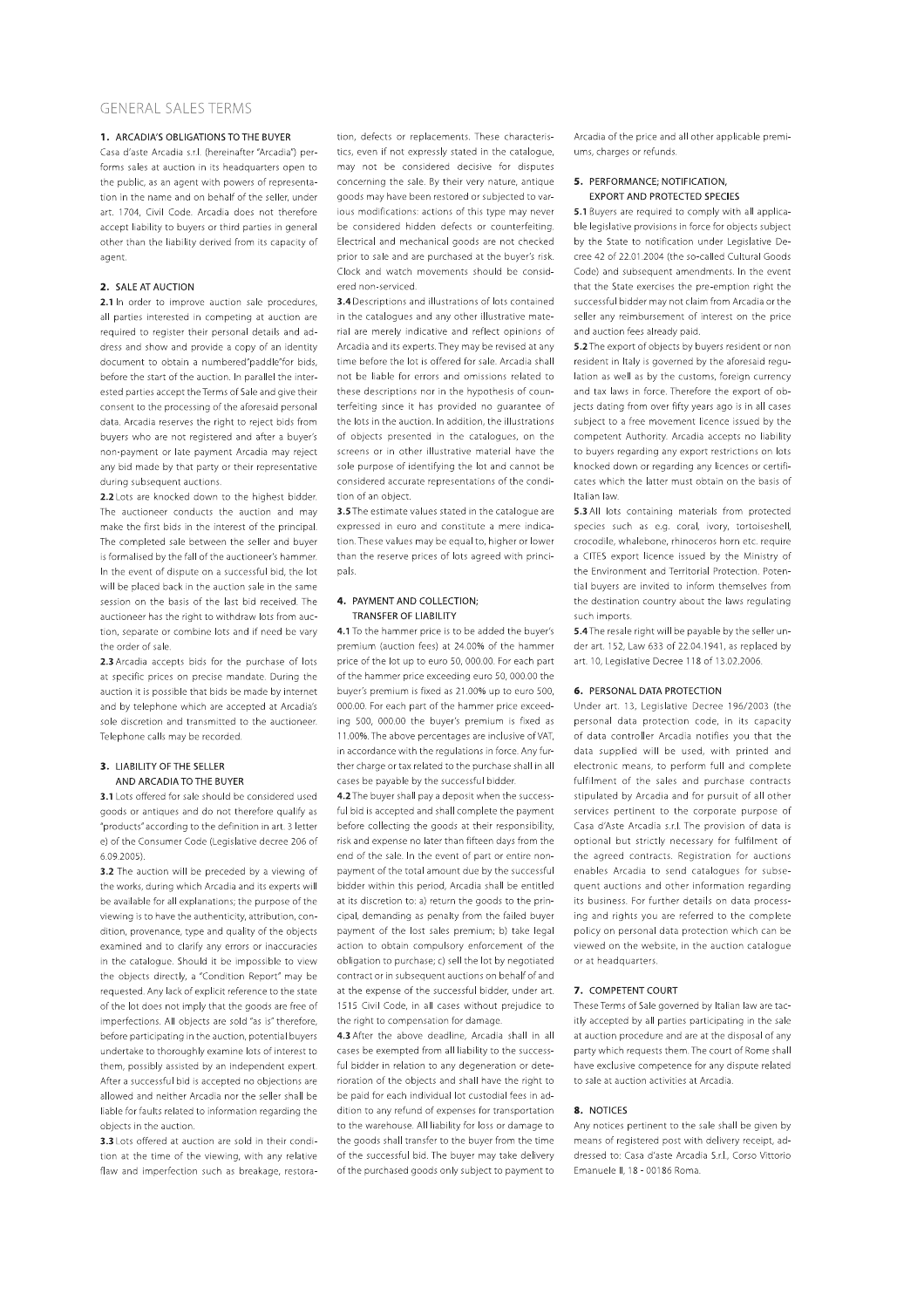# GENERAL SALES TERMS

## 1. ARCADIA'S OBLIGATIONS TO THE BUYER

Casa d'aste Arcadia s.r.l. (hereinafter "Arcadia") performs sales at auction in its headquarters open to the public, as an agent with powers of representation in the name and on behalf of the seller, under art. 1704, Civil Code. Arcadia does not therefore accept liability to buyers or third parties in general other than the liability derived from its capacity of agent.

## 2. SALE AT AUCTION

**2.1** In order to improve auction sale procedures, all parties interested in competing at auction are required to register their personal details and address and show and provide a copy of an identity document to obtain a numbered"paddle"for bids, before the start of the auction. In parallel the interested parties accept the Terms of Sale and give their consent to the processing of the aforesaid personal data. Arcadia reserves the right to reject bids from buyers who are not registered and after a buyer's non-payment or late payment Arcadia may reject any bid made by that party or their representative during subsequent auctions.

**2.2** Lots are knocked down to the highest bidder. The auctioneer conducts the auction and may make the first bids in the interest of the principal. The completed sale between the seller and buyer is formalised by the fall of the auctioneer's hammer. In the event of dispute on a successful bid, the lot will be placed back in the auction sale in the same session on the basis of the last bid received. The auctioneer has the right to withdraw lots from auction, separate or combine lots and if need be vary the order of sale.

**2.3** Arcadia accepts bids for the purchase of lots at specific prices on precise mandate. During the auction it is possible that bids be made by internet and by telephone which are accepted at Arcadia's sole discretion and transmitted to the auctioneer. Telephone calls may be recorded.

## 3. LIABILITY OF THE SELLER AND ARCADIA TO THE BUYER

**3.1** Lots offered for sale should be considered used goods or antiques and do not therefore qualify as "products" according to the definition in art. 3 letter e) of the Consumer Code (Legislative decree 206 of 6.09.2005).

**3.2** The auction will be preceded by a viewing of the works, during which Arcadia and its experts will be available for all explanations; the purpose of the viewing is to have the authenticity, attribution, condition, provenance, type and quality of the objects examined and to clarify any errors or inaccuracies in the catalogue. Should it be impossible to view the objects directly, a "Condition Report" may be requested. Any lack of explicit reference to the state of the lot does not imply that the goods are free of imperfections. All objects are sold "as is" therefore, before participating in the auction, potential buyers undertake to thoroughly examine lots of interest to them, possibly assisted by an independent expert. After a successful bid is accepted no objections are allowed and neither Arcadia nor the seller shall be liable for faults related to information regarding the objects in the auction.

**3.3** Lots offered at auction are sold in their condition at the time of the viewing, with any relative flaw and imperfection such as breakage, restoration, defects or replacements. These characteristics, even if not expressly stated in the catalogue, may not be considered decisive for disputes concerning the sale. By their very nature, antique goods may have been restored or subjected to various modifications: actions of this type may never be considered hidden defects or counterfeiting. Electrical and mechanical goods are not checked prior to sale and are purchased at the buyer's risk. Clock and watch movements should be considered non-serviced.

**3.4** Descriptions and illustrations of lots contained in the catalogues and any other illustrative material are merely indicative and reflect opinions of Arcadia and its experts. They may be revised at any time before the lot is offered for sale. Arcadia shall not be liable for errors and omissions related to these descriptions nor in the hypothesis of counterfeiting since it has provided no guarantee of the lots in the auction. In addition, the illustrations of objects presented in the catalogues, on the screens or in other illustrative material have the sole purpose of identifying the lot and cannot be considered accurate representations of the condition of an object.

**3.5** The estimate values stated in the catalogue are expressed in euro and constitute a mere indication. These values may be equal to, higher or lower than the reserve prices of lots agreed with principals.

## 4. PAYMENT AND COLLECTION; TRANSFER OF LIABILITY

**4.1** To the hammer price is to be added the buyer's premium (auction fees) at 24.00% of the hammer price of the lot up to euro 50, 000.00. For each part of the hammer price exceeding euro 50, 000.00 the buyer's premium is fixed as 21.00% up to euro 500, 000.00. For each part of the hammer price exceeding 500, 000.00 the buyer's premium is fixed as 11.00%. The above percentages are inclusive of VAT, in accordance with the regulations in force. Any further charge or tax related to the purchase shall in all cases be payable by the successful bidder.

**4.2** The buyer shall pay a deposit when the successful bid is accepted and shall complete the payment before collecting the goods at their responsibility, risk and expense no later than fifteen days from the end of the sale. In the event of part or entire non-payment of the total amount due by the successful bidder within this period, Arcadia shall be entitled at its discretion to: a) return the goods to the principal, demanding as penalty from the failed buyer payment of the lost sales premium; b) take legal action to obtain compulsory enforcement of the obligation to purchase; c) sell the lot by negotiated contract or in subsequent auctions on behalf of and at the expense of the successful bidder, under art. 1515 Civil Code, in all cases without prejudice to the right to compensation for damage.

**4.3** After the above deadline, Arcadia shall in all cases be exempted from all liability to the successful bidder in relation to any degeneration or deterioration of the objects and shall have the right to be paid for each individual lot custodial fees in addition to any refund of expenses for transportation to the warehouse. All liability for loss or damage to the goods shall transfer to the buyer from the time of the successful bid. The buyer may take delivery of the purchased goods only subject to payment to Arcadia of the price and all other applicable premiums, charges or refunds.

## 5. PERFORMANCE; NOTIFICATION, EXPORT AND PROTECTED SPECIES

**5.1** Buyers are required to comply with all applicable legislative provisions in force for objects subject by the State to notification under Legislative Decree 42 of 22.01.2004 (the so-called Cultural Goods Code) and subsequent amendments. In the event that the State exercises the pre-emption right the successful bidder may not claim from Arcadia or the seller any reimbursement of interest on the price and auction fees already paid.

**5.2** The export of objects by buyers resident or non resident in Italy is governed by the aforesaid regulation as well as by the customs, foreign currency and tax laws in force. Therefore the export of objects dating from over fifty years ago is in all cases subject to a free movement licence issued by the competent Authority. Arcadia accepts no liability to buyers regarding any export restrictions on lots knocked down or regarding any licences or certificates which the latter must obtain on the basis of Italian law.

**5.3** All lots containing materials from protected species such as e.g. coral, ivory, tortoiseshell, crocodile, whalebone, rhinoceros horn etc. require a CITES export licence issued by the Ministry of the Environment and Territorial Protection. Potential buyers are invited to inform themselves from the destination country about the laws regulating such imports.

**5.4** The resale right will be payable by the seller under art. 152, Law 633 of 22.04.1941, as replaced by art. 10, Legislative Decree 118 of 13.02.2006.

## 6. PERSONAL DATA PROTECTION

Under art. 13, Legislative Decree 196/2003 (the personal data protection code, in its capacity of data controller Arcadia notifies you that the data supplied will be used, with printed and electronic means, to perform full and complete fulfilment of the sales and purchase contracts stipulated by Arcadia and for pursuit of all other services pertinent to the corporate purpose of Casa d'Aste Arcadia s.r.l. The provision of data is optional but strictly necessary for fulfilment of the agreed contracts. Registration for auctions enables Arcadia to send catalogues for subsequent auctions and other information regarding its business. For further details on data processing and rights you are referred to the complete policy on personal data protection which can be viewed on the website, in the auction catalogue or at headquarters.

## 7. COMPETENT COURT

These Terms of Sale governed by Italian law are tacitly accepted by all parties participating in the sale at auction procedure and are at the disposal of any party which requests them. The court of Rome shall have exclusive competence for any dispute related to sale at auction activities at Arcadia.

## 8. NOTICES

Any notices pertinent to the sale shall be given by means of registered post with delivery receipt, addressed to: Casa d'aste Arcadia S.r.l., Corso Vittorio Emanuele II, 18 - 00186 Roma.